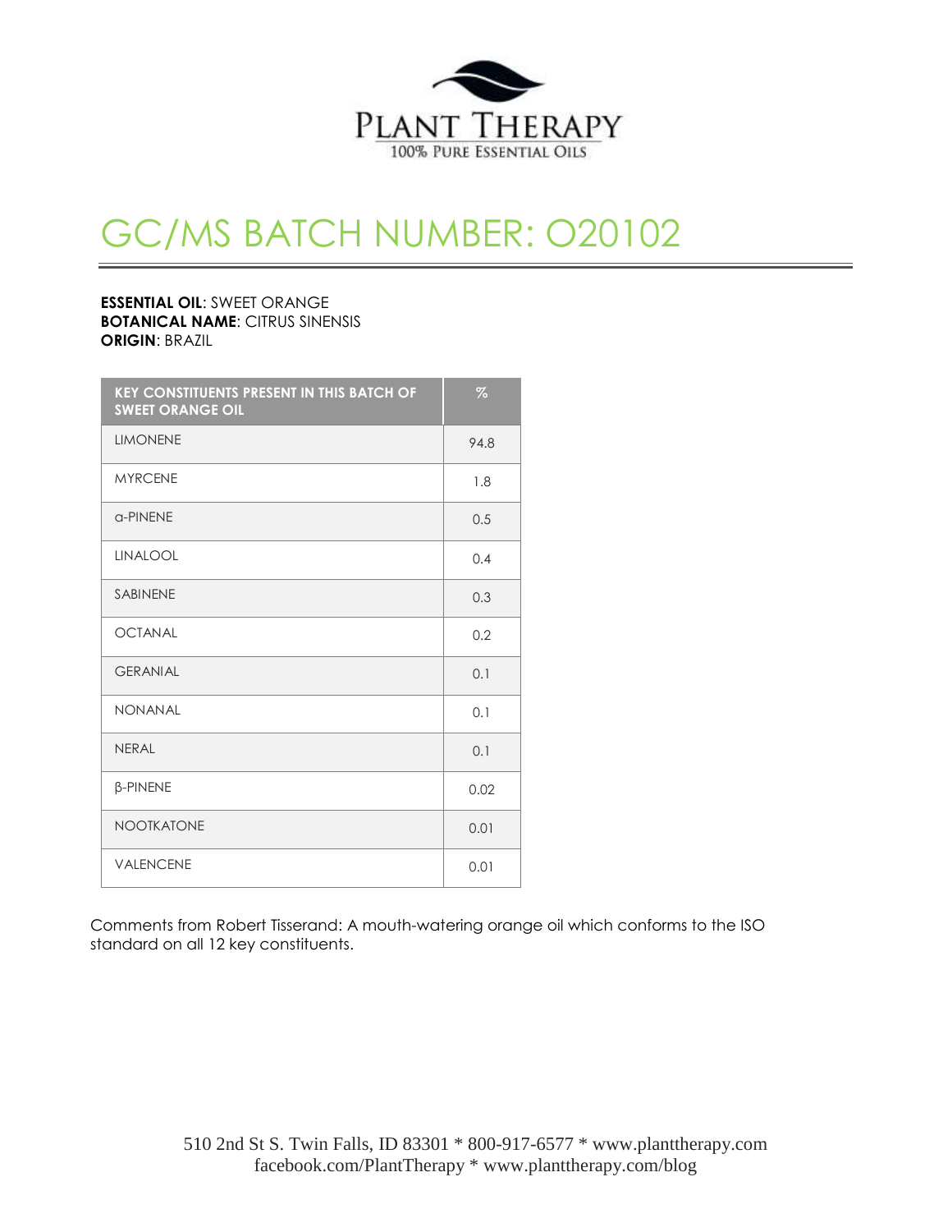PLANT THERAPY
100% PURE ESSENTIAL OILS

# GC/MS BATCH NUMBER: O20102

**ESSENTIAL OIL**: SWEET ORANGE
**BOTANICAL NAME**: CITRUS SINENSIS
**ORIGIN**: BRAZIL

| KEY CONSTITUENTS PRESENT IN THIS BATCH OF SWEET ORANGE OIL | % |
|---|---|
| LIMONENE | 94.8 |
| MYRCENE | 1.8 |
| α-PINENE | 0.5 |
| LINALOOL | 0.4 |
| SABINENE | 0.3 |
| OCTANAL | 0.2 |
| GERANIAL | 0.1 |
| NONANAL | 0.1 |
| NERAL | 0.1 |
| β-PINENE | 0.02 |
| NOOTKATONE | 0.01 |
| VALENCENE | 0.01 |

Comments from Robert Tisserand: A mouth-watering orange oil which conforms to the ISO standard on all 12 key constituents.

510 2nd St S. Twin Falls, ID 83301 * 800-917-6577 * www.planttherapy.com
facebook.com/PlantTherapy * www.planttherapy.com/blog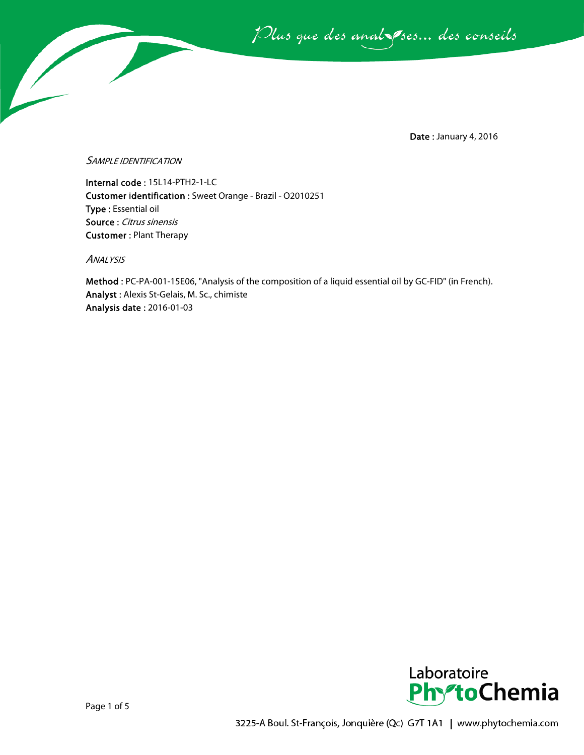**Date :** January 4, 2016

*SAMPLE IDENTIFICATION*

**Internal code :** 15L14-PTH2-1-LC
**Customer identification :** Sweet Orange - Brazil - O2010251
**Type :** Essential oil
**Source :** *Citrus sinensis*
**Customer :** Plant Therapy

*ANALYSIS*

**Method :** PC-PA-001-15E06, "Analysis of the composition of a liquid essential oil by GC-FID" (in French).
**Analyst :** Alexis St-Gelais, M. Sc., chimiste
**Analysis date :** 2016-01-03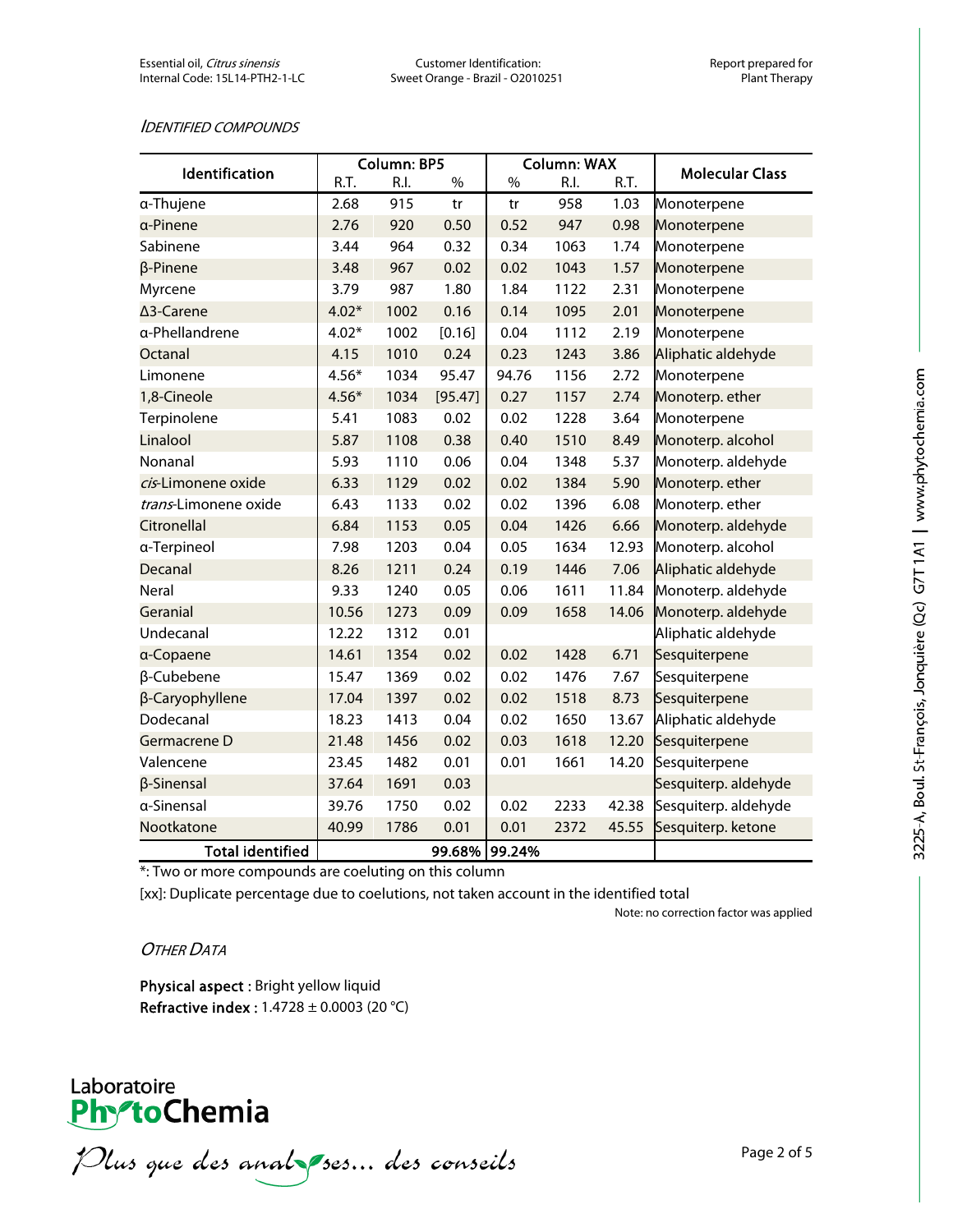## IDENTIFIED COMPOUNDS

| Identification | Column: BP5 | | | Column: WAX | | | Molecular Class |
|---|---|---|---|---|---|---|---|
| | R.T. | R.I. | % | % | R.I. | R.T. | |
| α-Thujene | 2.68 | 915 | tr | tr | 958 | 1.03 | Monoterpene |
| α-Pinene | 2.76 | 920 | 0.50 | 0.52 | 947 | 0.98 | Monoterpene |
| Sabinene | 3.44 | 964 | 0.32 | 0.34 | 1063 | 1.74 | Monoterpene |
| β-Pinene | 3.48 | 967 | 0.02 | 0.02 | 1043 | 1.57 | Monoterpene |
| Myrcene | 3.79 | 987 | 1.80 | 1.84 | 1122 | 2.31 | Monoterpene |
| Δ3-Carene | 4.02* | 1002 | 0.16 | 0.14 | 1095 | 2.01 | Monoterpene |
| α-Phellandrene | 4.02* | 1002 | [0.16] | 0.04 | 1112 | 2.19 | Monoterpene |
| Octanal | 4.15 | 1010 | 0.24 | 0.23 | 1243 | 3.86 | Aliphatic aldehyde |
| Limonene | 4.56* | 1034 | 95.47 | 94.76 | 1156 | 2.72 | Monoterpene |
| 1,8-Cineole | 4.56* | 1034 | [95.47] | 0.27 | 1157 | 2.74 | Monoterp. ether |
| Terpinolene | 5.41 | 1083 | 0.02 | 0.02 | 1228 | 3.64 | Monoterpene |
| Linalool | 5.87 | 1108 | 0.38 | 0.40 | 1510 | 8.49 | Monoterp. alcohol |
| Nonanal | 5.93 | 1110 | 0.06 | 0.04 | 1348 | 5.37 | Monoterp. aldehyde |
| *cis*-Limonene oxide | 6.33 | 1129 | 0.02 | 0.02 | 1384 | 5.90 | Monoterp. ether |
| *trans*-Limonene oxide | 6.43 | 1133 | 0.02 | 0.02 | 1396 | 6.08 | Monoterp. ether |
| Citronellal | 6.84 | 1153 | 0.05 | 0.04 | 1426 | 6.66 | Monoterp. aldehyde |
| α-Terpineol | 7.98 | 1203 | 0.04 | 0.05 | 1634 | 12.93 | Monoterp. alcohol |
| Decanal | 8.26 | 1211 | 0.24 | 0.19 | 1446 | 7.06 | Aliphatic aldehyde |
| Neral | 9.33 | 1240 | 0.05 | 0.06 | 1611 | 11.84 | Monoterp. aldehyde |
| Geranial | 10.56 | 1273 | 0.09 | 0.09 | 1658 | 14.06 | Monoterp. aldehyde |
| Undecanal | 12.22 | 1312 | 0.01 | | | | Aliphatic aldehyde |
| α-Copaene | 14.61 | 1354 | 0.02 | 0.02 | 1428 | 6.71 | Sesquiterpene |
| β-Cubebene | 15.47 | 1369 | 0.02 | 0.02 | 1476 | 7.67 | Sesquiterpene |
| β-Caryophyllene | 17.04 | 1397 | 0.02 | 0.02 | 1518 | 8.73 | Sesquiterpene |
| Dodecanal | 18.23 | 1413 | 0.04 | 0.02 | 1650 | 13.67 | Aliphatic aldehyde |
| Germacrene D | 21.48 | 1456 | 0.02 | 0.03 | 1618 | 12.20 | Sesquiterpene |
| Valencene | 23.45 | 1482 | 0.01 | 0.01 | 1661 | 14.20 | Sesquiterpene |
| β-Sinensal | 37.64 | 1691 | 0.03 | | | | Sesquiterp. aldehyde |
| α-Sinensal | 39.76 | 1750 | 0.02 | 0.02 | 2233 | 42.38 | Sesquiterp. aldehyde |
| Nootkatone | 40.99 | 1786 | 0.01 | 0.01 | 2372 | 45.55 | Sesquiterp. ketone |
| **Total identified** | | | 99.68% | 99.24% | | | |

*: Two or more compounds are coeluting on this column

[xx]: Duplicate percentage due to coelutions, not taken account in the identified total

Note: no correction factor was applied

## OTHER DATA

**Physical aspect :** Bright yellow liquid
**Refractive index :** 1.4728 ± 0.0003 (20 °C)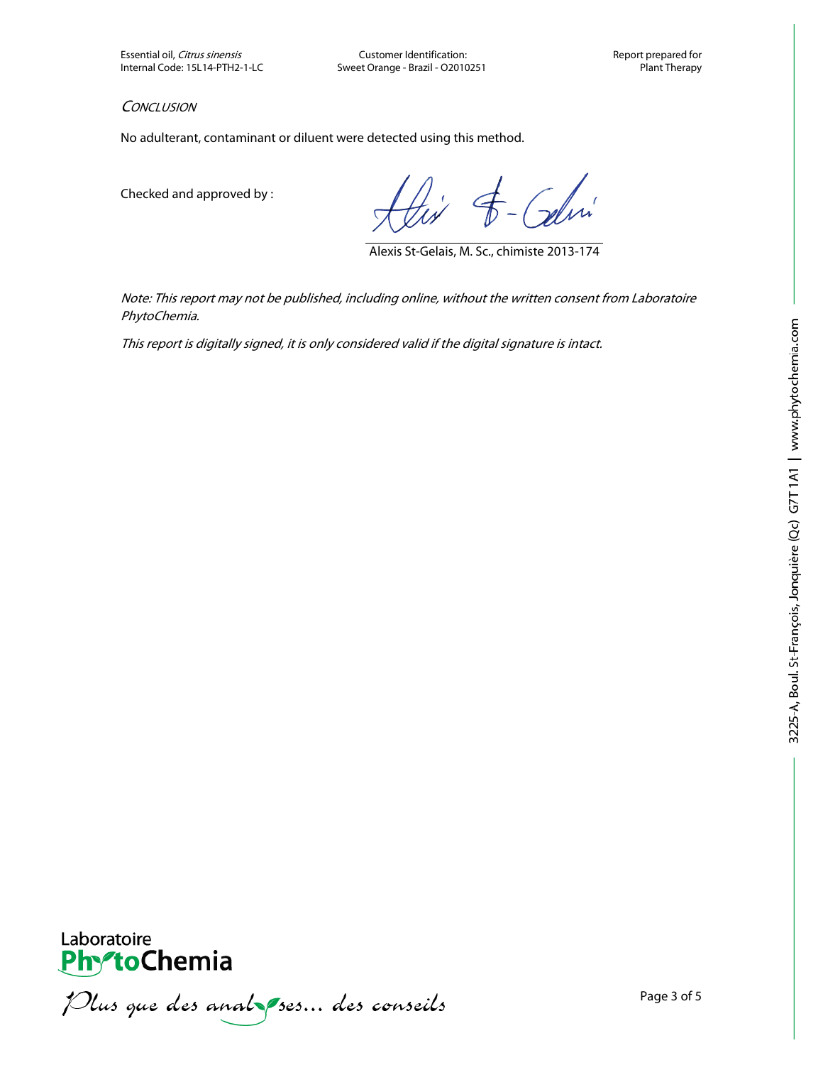## *Conclusion*

No adulterant, contaminant or diluent were detected using this method.

Checked and approved by :

Alexis St-Gelais, M. Sc., chimiste 2013-174

*Note: This report may not be published, including online, without the written consent from Laboratoire PhytoChemia.*

*This report is digitally signed, it is only considered valid if the digital signature is intact.*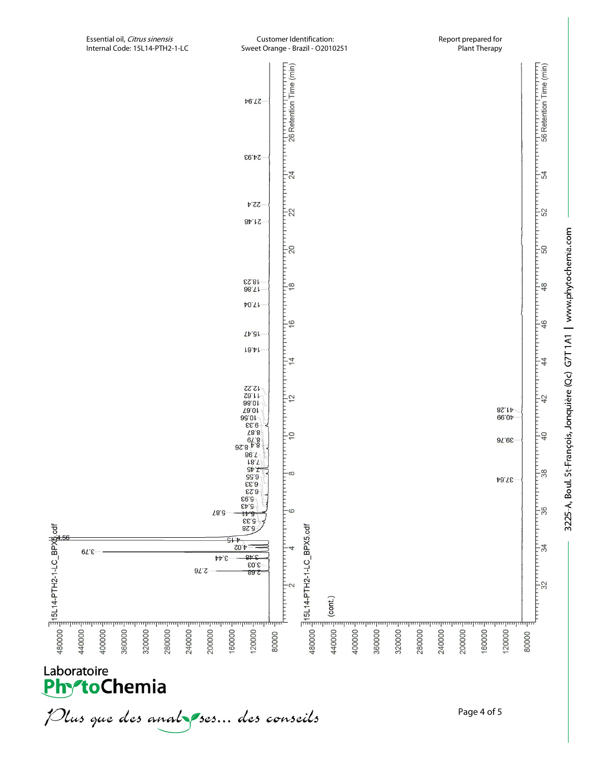Essential oil, *Citrus sinensis*
Internal Code: 15L14-PTH2-1-LC

Customer Identification:
Sweet Orange - Brazil - O2010251

Report prepared for
Plant Therapy

15L14-PTH2-1-LC_BPX5.cdf

Retention Time (min) peaks: 2.68, 2.76, 3.03, 3.44, 3.48, 3.79, 4.02, 4.15, 4.56, 5.28, 5.33, 5.41, 5.43, 5.87, 5.93, 6.23, 6.33, 6.55, 7.45, 7.81, 7.98, 8.26, 8.4, 8.79, 8.87, 9.33, 10.56, 10.67, 10.86, 11.62, 12.22, 14.61, 15.47, 17.04, 17.86, 18.23, 21.48, 22.4, 24.93, 27.94

15L14-PTH2-1-LC_BPX5.cdf (cont.)

Retention Time (min) peaks: 37.64, 39.76, 40.99, 41.28

Laboratoire PhytoChemia

*Plus que des analyses... des conseils*

3225-A, Boul. St-François, Jonquière (Qc) G7T 1A1 | www.phytochemia.com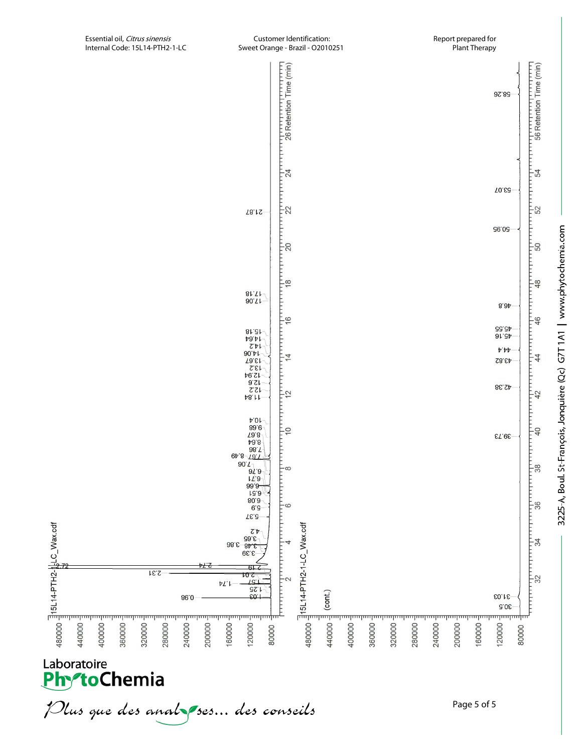Essential oil, *Citrus sinensis*
Internal Code: 15L14-PTH2-1-LC

Customer Identification:
Sweet Orange - Brazil - O2010251

Report prepared for
Plant Therapy

15L14-PTH2-1-LC_Wax.cdf

Retention Time (min)

2
4
6
8
10
12
14
16
18
20
22
24
26

0.98
1.03
1.25
1.57
1.74
2.01
2.19
2.31
2.72
2.74
3.39
3.48
3.65
3.86
4.2
5.37
5.9
6.08
6.51
6.66
6.71
6.76
7.06
7.57
7.86
8.49
8.64
8.67
9.68
10.4
11.84
12.2
12.6
12.94
13.2
13.67
14.06
14.2
14.64
15.18
17.06
17.18
21.87

80000
120000
160000
200000
240000
280000
320000
360000
400000
440000
480000

15L14-PTH2-1-LC_Wax.cdf

(cont.)

Retention Time (min)

32
34
36
38
40
42
44
46
48
50
52
54
56

30.5
31.03
39.73
42.38
43.82
44.4
45.16
45.55
46.8
50.95
53.07
58.26

80000
120000
160000
200000
240000
280000
320000
360000
400000
440000
480000

3225-A, Boul. St-François, Jonquière (Qc) G7T 1A1 | www.phytochemia.com

Laboratoire
PhytoChemia

*Plus que des analyses... des conseils*